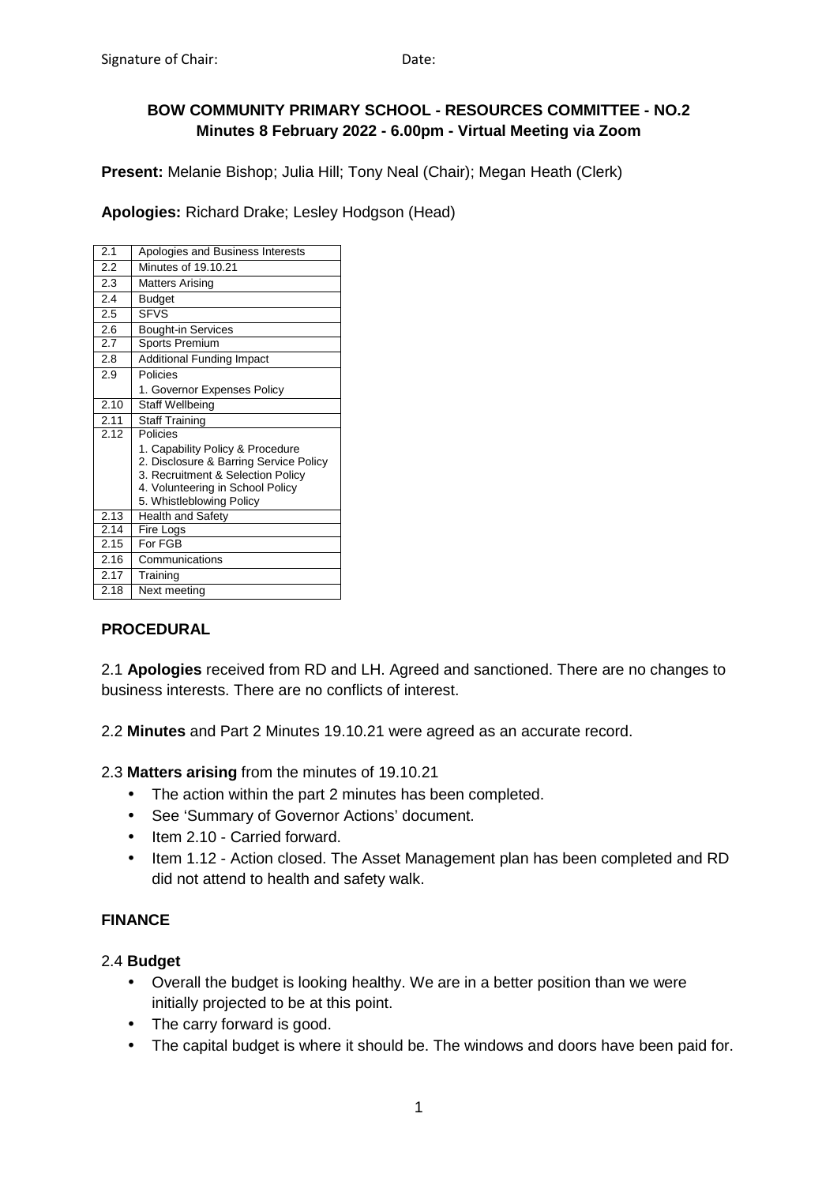Signature of Chair: Date:

**BOW COMMUNITY PRIMARY SCHOOL - RESOURCES COMMITTEE - NO.2**
**Minutes 8 February 2022 - 6.00pm - Virtual Meeting via Zoom**

**Present:** Melanie Bishop; Julia Hill; Tony Neal (Chair); Megan Heath (Clerk)

**Apologies:** Richard Drake; Lesley Hodgson (Head)

| | |
|---|---|
| 2.1 | Apologies and Business Interests |
| 2.2 | Minutes of 19.10.21 |
| 2.3 | Matters Arising |
| 2.4 | Budget |
| 2.5 | SFVS |
| 2.6 | Bought-in Services |
| 2.7 | Sports Premium |
| 2.8 | Additional Funding Impact |
| 2.9 | Policies<br>1. Governor Expenses Policy |
| 2.10 | Staff Wellbeing |
| 2.11 | Staff Training |
| 2.12 | Policies<br>1. Capability Policy & Procedure<br>2. Disclosure & Barring Service Policy<br>3. Recruitment & Selection Policy<br>4. Volunteering in School Policy<br>5. Whistleblowing Policy |
| 2.13 | Health and Safety |
| 2.14 | Fire Logs |
| 2.15 | For FGB |
| 2.16 | Communications |
| 2.17 | Training |
| 2.18 | Next meeting |

## PROCEDURAL

2.1 **Apologies** received from RD and LH. Agreed and sanctioned. There are no changes to business interests. There are no conflicts of interest.

2.2 **Minutes** and Part 2 Minutes 19.10.21 were agreed as an accurate record.

2.3 **Matters arising** from the minutes of 19.10.21

- The action within the part 2 minutes has been completed.
- See 'Summary of Governor Actions' document.
- Item 2.10 - Carried forward.
- Item 1.12 - Action closed. The Asset Management plan has been completed and RD did not attend to health and safety walk.

## FINANCE

2.4 **Budget**

- Overall the budget is looking healthy. We are in a better position than we were initially projected to be at this point.
- The carry forward is good.
- The capital budget is where it should be. The windows and doors have been paid for.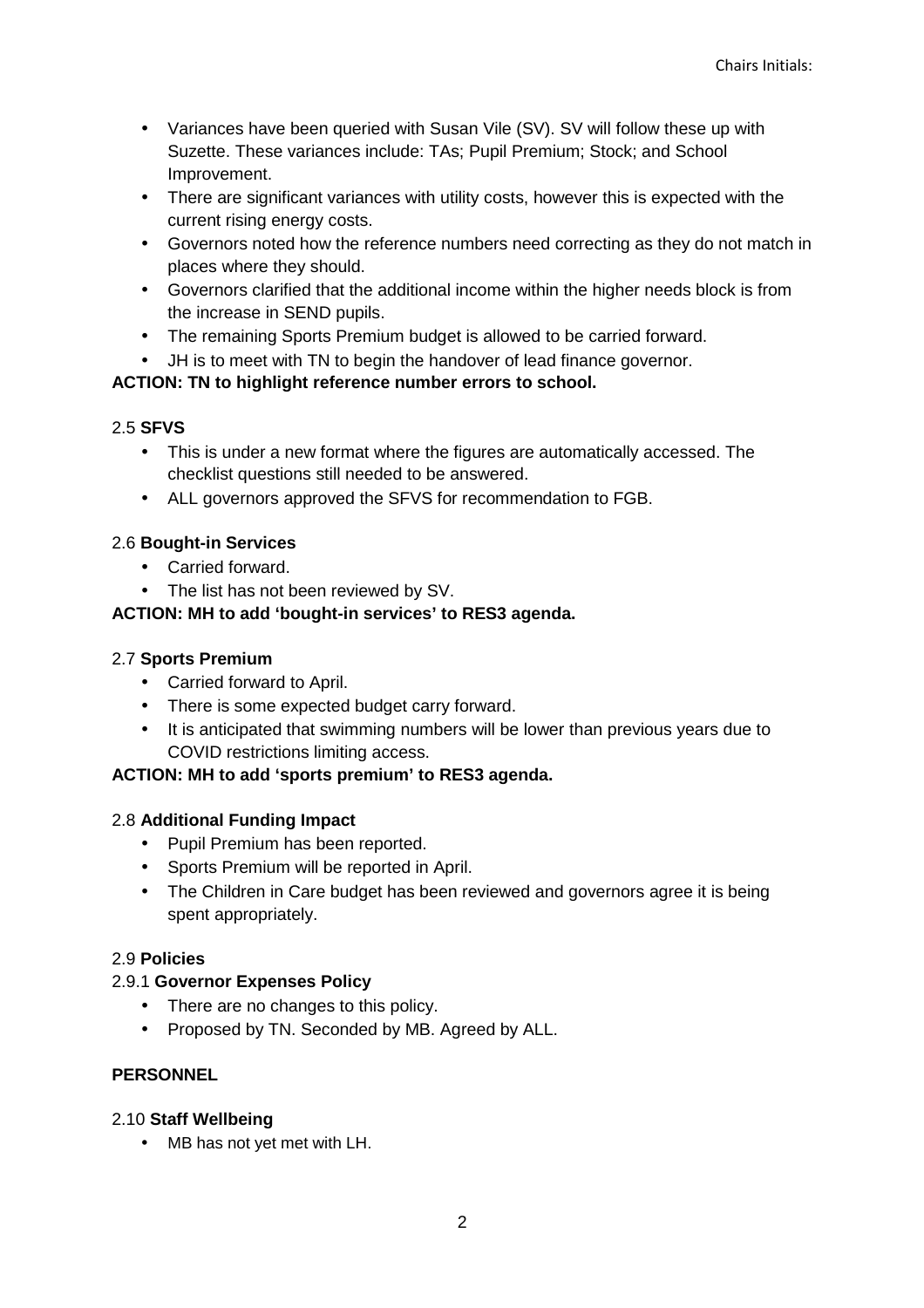- Variances have been queried with Susan Vile (SV). SV will follow these up with Suzette. These variances include: TAs; Pupil Premium; Stock; and School Improvement.
- There are significant variances with utility costs, however this is expected with the current rising energy costs.
- Governors noted how the reference numbers need correcting as they do not match in places where they should.
- Governors clarified that the additional income within the higher needs block is from the increase in SEND pupils.
- The remaining Sports Premium budget is allowed to be carried forward.
- JH is to meet with TN to begin the handover of lead finance governor.

**ACTION: TN to highlight reference number errors to school.**

2.5 **SFVS**

- This is under a new format where the figures are automatically accessed. The checklist questions still needed to be answered.
- ALL governors approved the SFVS for recommendation to FGB.

2.6 **Bought-in Services**

- Carried forward.
- The list has not been reviewed by SV.

**ACTION: MH to add 'bought-in services' to RES3 agenda.**

2.7 **Sports Premium**

- Carried forward to April.
- There is some expected budget carry forward.
- It is anticipated that swimming numbers will be lower than previous years due to COVID restrictions limiting access.

**ACTION: MH to add 'sports premium' to RES3 agenda.**

2.8 **Additional Funding Impact**

- Pupil Premium has been reported.
- Sports Premium will be reported in April.
- The Children in Care budget has been reviewed and governors agree it is being spent appropriately.

2.9 **Policies**

2.9.1 **Governor Expenses Policy**

- There are no changes to this policy.
- Proposed by TN. Seconded by MB. Agreed by ALL.

**PERSONNEL**

2.10 **Staff Wellbeing**

- MB has not yet met with LH.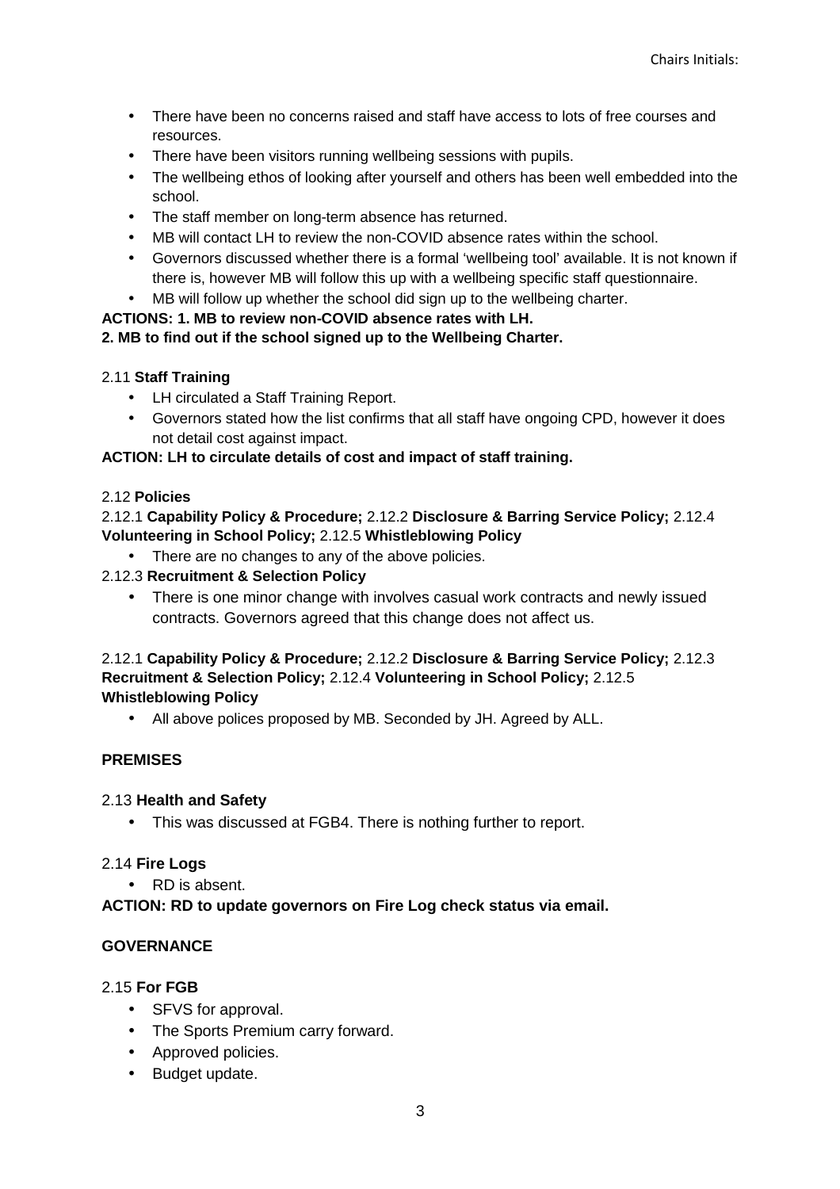- There have been no concerns raised and staff have access to lots of free courses and resources.
- There have been visitors running wellbeing sessions with pupils.
- The wellbeing ethos of looking after yourself and others has been well embedded into the school.
- The staff member on long-term absence has returned.
- MB will contact LH to review the non-COVID absence rates within the school.
- Governors discussed whether there is a formal 'wellbeing tool' available. It is not known if there is, however MB will follow this up with a wellbeing specific staff questionnaire.
- MB will follow up whether the school did sign up to the wellbeing charter.

**ACTIONS: 1. MB to review non-COVID absence rates with LH.**
**2. MB to find out if the school signed up to the Wellbeing Charter.**

2.11 **Staff Training**

- LH circulated a Staff Training Report.
- Governors stated how the list confirms that all staff have ongoing CPD, however it does not detail cost against impact.

**ACTION: LH to circulate details of cost and impact of staff training.**

2.12 **Policies**

2.12.1 **Capability Policy & Procedure;** 2.12.2 **Disclosure & Barring Service Policy;** 2.12.4 **Volunteering in School Policy;** 2.12.5 **Whistleblowing Policy**

- There are no changes to any of the above policies.

2.12.3 **Recruitment & Selection Policy**

- There is one minor change with involves casual work contracts and newly issued contracts. Governors agreed that this change does not affect us.

2.12.1 **Capability Policy & Procedure;** 2.12.2 **Disclosure & Barring Service Policy;** 2.12.3 **Recruitment & Selection Policy;** 2.12.4 **Volunteering in School Policy;** 2.12.5 **Whistleblowing Policy**

- All above polices proposed by MB. Seconded by JH. Agreed by ALL.

**PREMISES**

2.13 **Health and Safety**

- This was discussed at FGB4. There is nothing further to report.

2.14 **Fire Logs**

- RD is absent.

**ACTION: RD to update governors on Fire Log check status via email.**

**GOVERNANCE**

2.15 **For FGB**

- SFVS for approval.
- The Sports Premium carry forward.
- Approved policies.
- Budget update.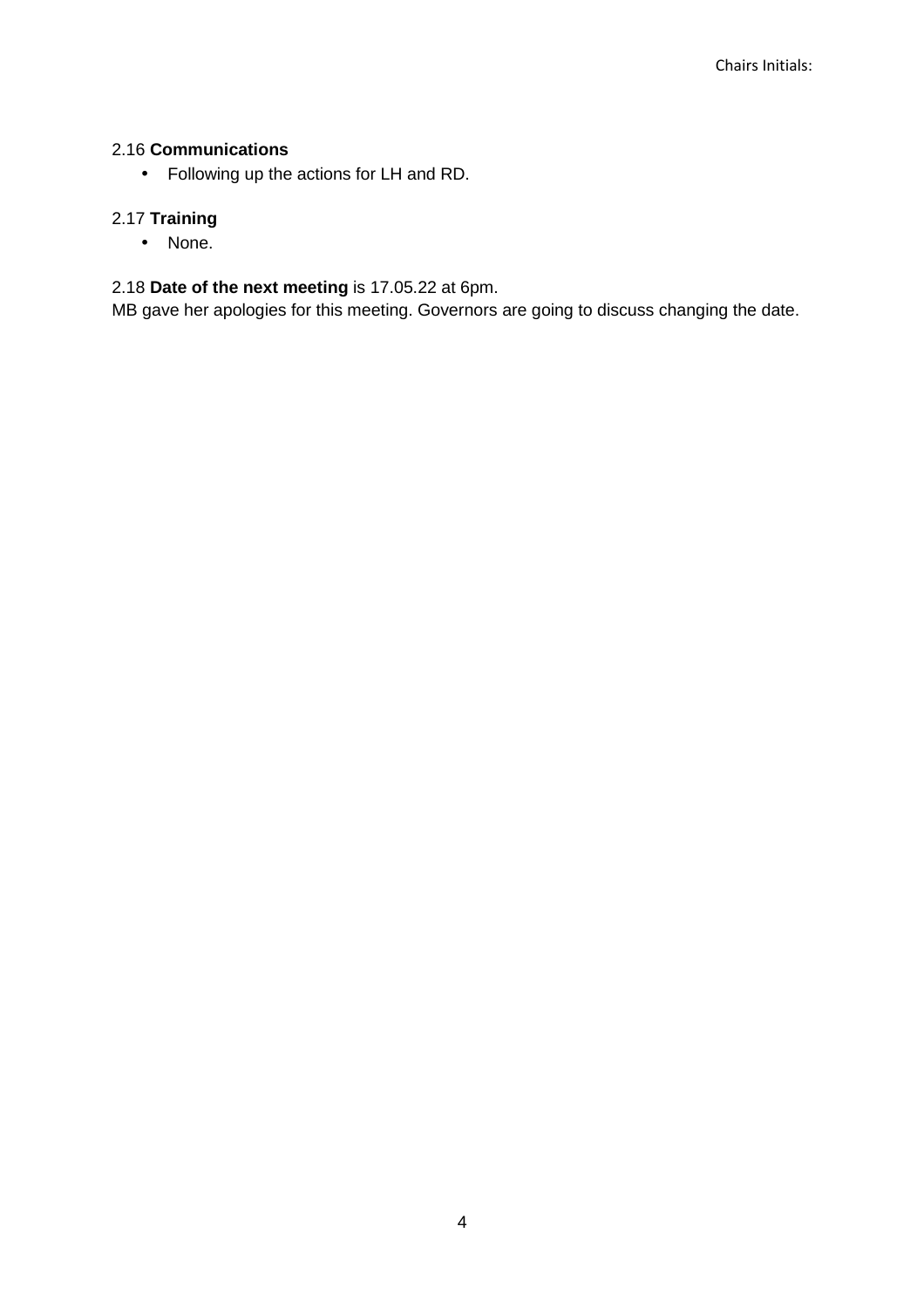2.16 **Communications**

- Following up the actions for LH and RD.

2.17 **Training**

- None.

2.18 **Date of the next meeting** is 17.05.22 at 6pm.
MB gave her apologies for this meeting. Governors are going to discuss changing the date.